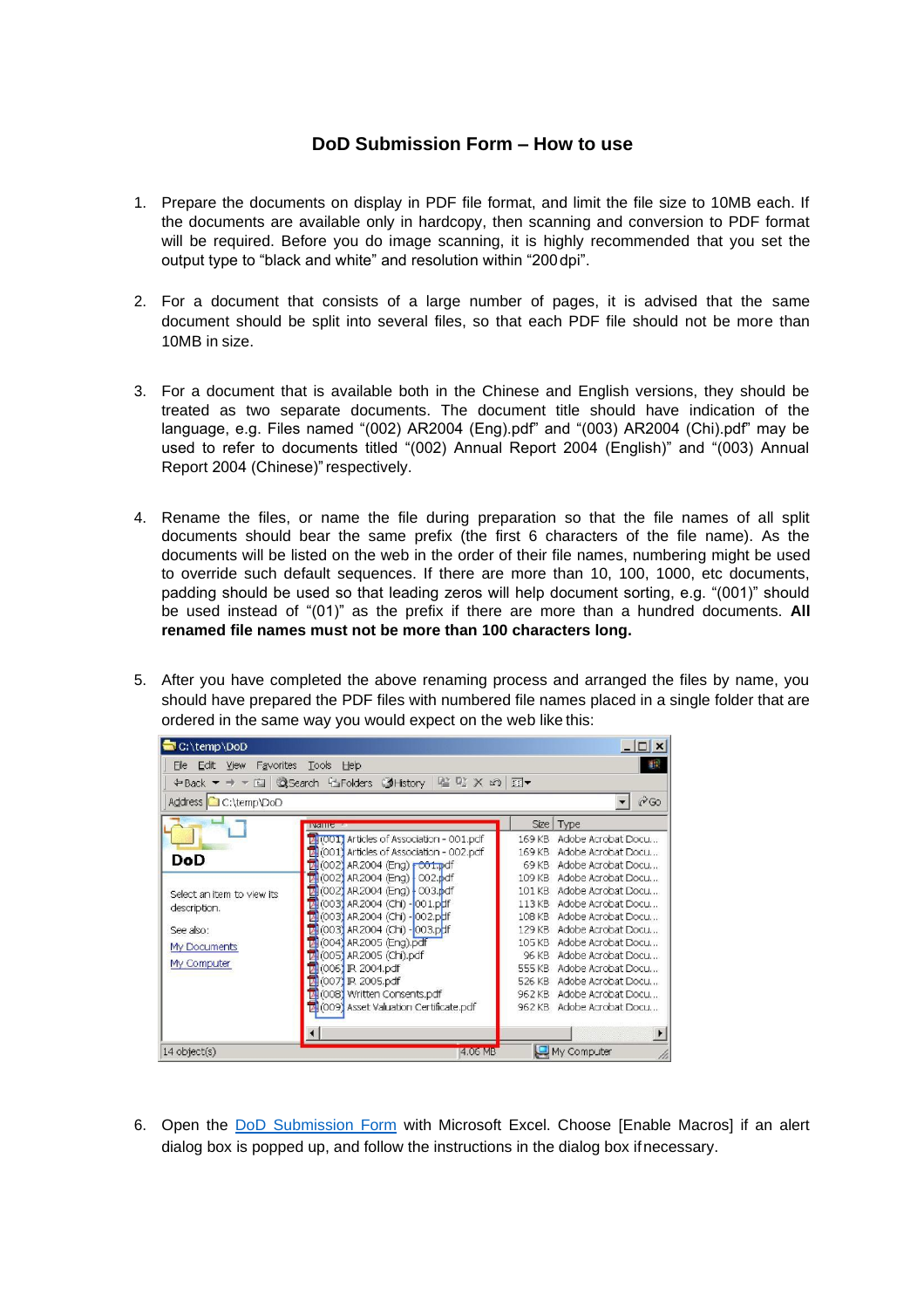# DoD Submission Form – How to use

1. Prepare the documents on display in PDF file format, and limit the file size to 10MB each. If the documents are available only in hardcopy, then scanning and conversion to PDF format will be required. Before you do image scanning, it is highly recommended that you set the output type to "black and white" and resolution within "200 dpi".

2. For a document that consists of a large number of pages, it is advised that the same document should be split into several files, so that each PDF file should not be more than 10MB in size.

3. For a document that is available both in the Chinese and English versions, they should be treated as two separate documents. The document title should have indication of the language, e.g. Files named "(002) AR2004 (Eng).pdf" and "(003) AR2004 (Chi).pdf" may be used to refer to documents titled "(002) Annual Report 2004 (English)" and "(003) Annual Report 2004 (Chinese)" respectively.

4. Rename the files, or name the file during preparation so that the file names of all split documents should bear the same prefix (the first 6 characters of the file name). As the documents will be listed on the web in the order of their file names, numbering might be used to override such default sequences. If there are more than 10, 100, 1000, etc documents, padding should be used so that leading zeros will help document sorting, e.g. "(001)" should be used instead of "(01)" as the prefix if there are more than a hundred documents. **All renamed file names must not be more than 100 characters long.**

5. After you have completed the above renaming process and arranged the files by name, you should have prepared the PDF files with numbered file names placed in a single folder that are ordered in the same way you would expect on the web like this:

6. Open the DoD Submission Form with Microsoft Excel. Choose [Enable Macros] if an alert dialog box is popped up, and follow the instructions in the dialog box if necessary.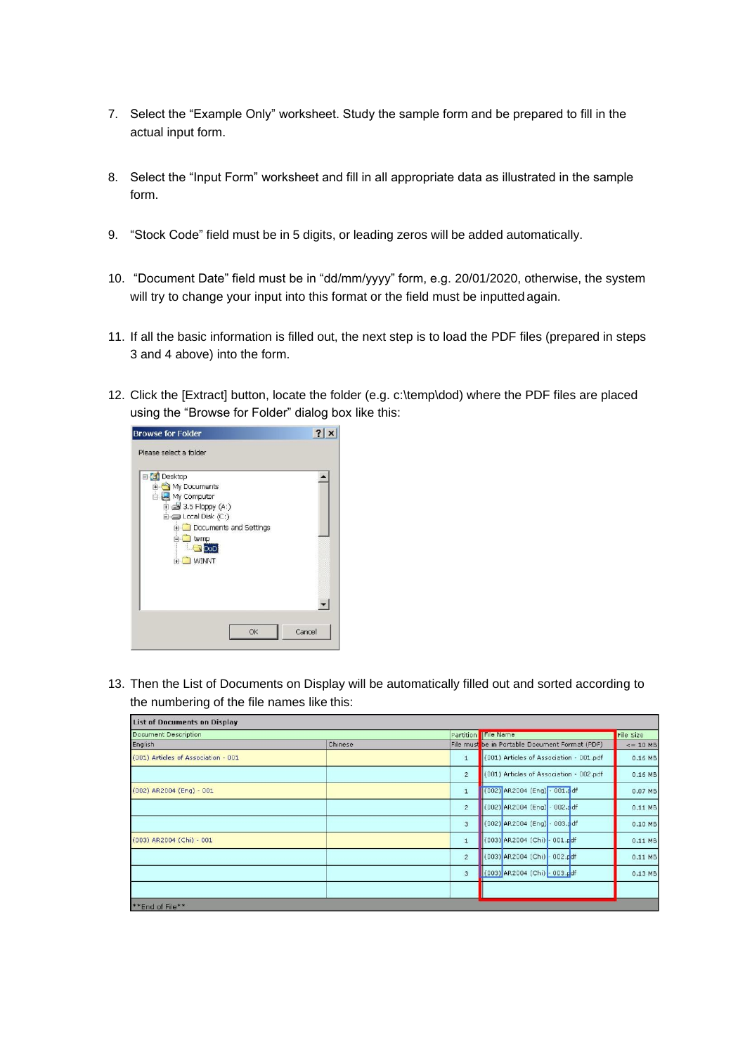7. Select the "Example Only" worksheet. Study the sample form and be prepared to fill in the actual input form.

8. Select the "Input Form" worksheet and fill in all appropriate data as illustrated in the sample form.

9. "Stock Code" field must be in 5 digits, or leading zeros will be added automatically.

10. "Document Date" field must be in "dd/mm/yyyy" form, e.g. 20/01/2020, otherwise, the system will try to change your input into this format or the field must be inputted again.

11. If all the basic information is filled out, the next step is to load the PDF files (prepared in steps 3 and 4 above) into the form.

12. Click the [Extract] button, locate the folder (e.g. c:\temp\dod) where the PDF files are placed using the "Browse for Folder" dialog box like this:

13. Then the List of Documents on Display will be automatically filled out and sorted according to the numbering of the file names like this:

| List of Documents on Display | | | | |
|---|---|---|---|---|
| Document Description | | Partition | File Name | File Size |
| English | Chinese | File must be in Portable Document Format (PDF) | | <= 10 MB |
| (001) Articles of Association - 001 | | 1 | (001) Articles of Association - 001.pdf | 0.16 MB |
| | | 2 | (001) Articles of Association - 002.pdf | 0.16 MB |
| (002) AR2004 (Eng) - 001 | | 1 | (002) AR2004 (Eng) - 001.pdf | 0.07 MB |
| | | 2 | (002) AR2004 (Eng) - 002.pdf | 0.11 MB |
| | | 3 | (002) AR2004 (Eng) - 003.pdf | 0.10 MB |
| (003) AR2004 (Chi) - 001 | | 1 | (003) AR2004 (Chi) - 001.pdf | 0.11 MB |
| | | 2 | (003) AR2004 (Chi) - 002.pdf | 0.11 MB |
| | | 3 | (003) AR2004 (Chi) - 003.pdf | 0.13 MB |
| | | | | |
| **End of File** | | | | |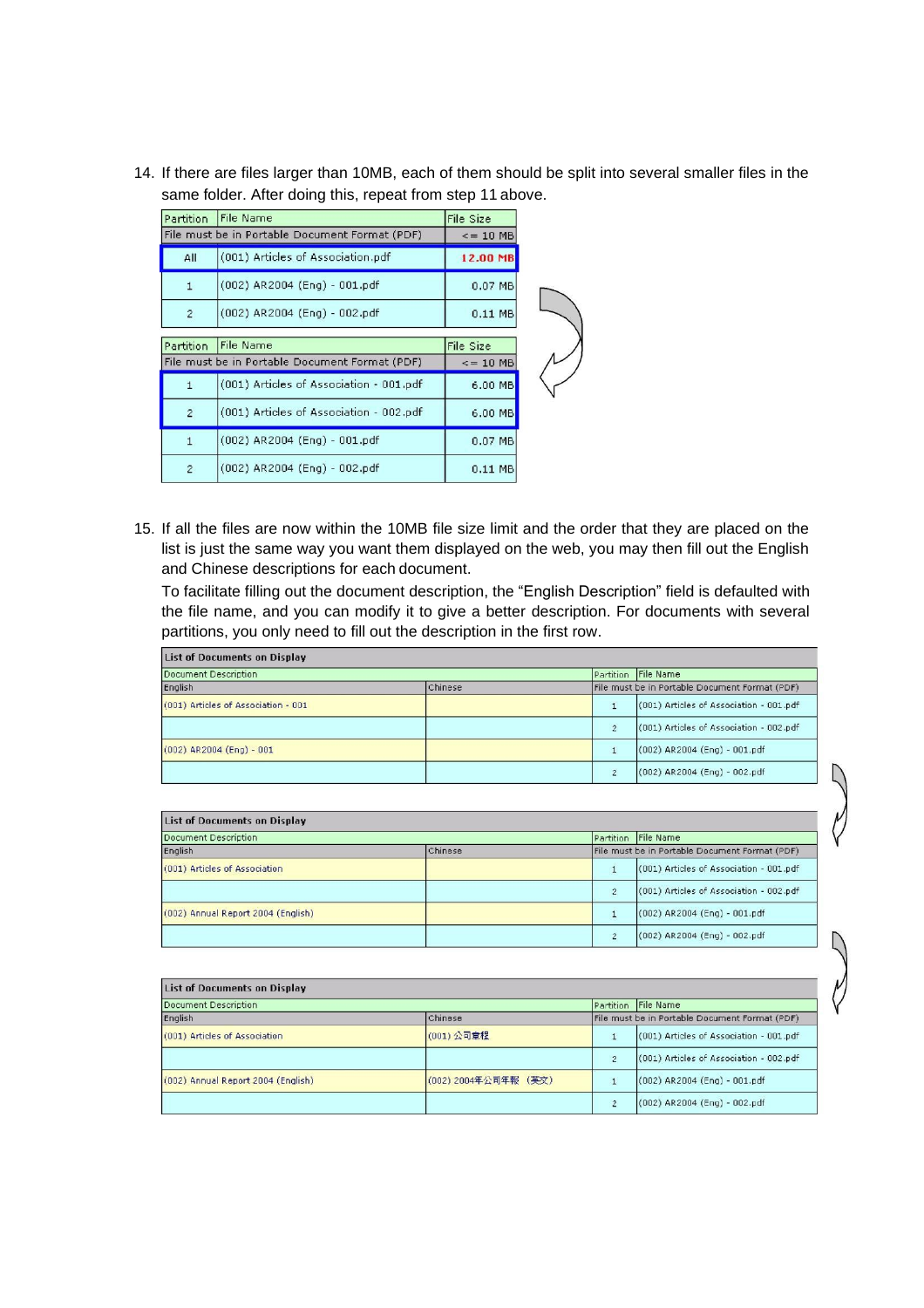14. If there are files larger than 10MB, each of them should be split into several smaller files in the same folder. After doing this, repeat from step 11 above.

| Partition | File Name | File Size |
|---|---|---|
| File must be in Portable Document Format (PDF) | | <= 10 MB |
| All | (001) Articles of Association.pdf | **12.00 MB** |
| 1 | (002) AR2004 (Eng) - 001.pdf | 0.07 MB |
| 2 | (002) AR2004 (Eng) - 002.pdf | 0.11 MB |

| Partition | File Name | File Size |
|---|---|---|
| File must be in Portable Document Format (PDF) | | <= 10 MB |
| 1 | (001) Articles of Association - 001.pdf | 6.00 MB |
| 2 | (001) Articles of Association - 002.pdf | 6.00 MB |
| 1 | (002) AR2004 (Eng) - 001.pdf | 0.07 MB |
| 2 | (002) AR2004 (Eng) - 002.pdf | 0.11 MB |

15. If all the files are now within the 10MB file size limit and the order that they are placed on the list is just the same way you want them displayed on the web, you may then fill out the English and Chinese descriptions for each document.

    To facilitate filling out the document description, the "English Description" field is defaulted with the file name, and you can modify it to give a better description. For documents with several partitions, you only need to fill out the description in the first row.

**List of Documents on Display**

| Document Description | | Partition | File Name |
|---|---|---|---|
| English | Chinese | File must be in Portable Document Format (PDF) | |
| (001) Articles of Association - 001 | | 1 | (001) Articles of Association - 001.pdf |
| | | 2 | (001) Articles of Association - 002.pdf |
| (002) AR2004 (Eng) - 001 | | 1 | (002) AR2004 (Eng) - 001.pdf |
| | | 2 | (002) AR2004 (Eng) - 002.pdf |

**List of Documents on Display**

| Document Description | | Partition | File Name |
|---|---|---|---|
| English | Chinese | File must be in Portable Document Format (PDF) | |
| (001) Articles of Association | | 1 | (001) Articles of Association - 001.pdf |
| | | 2 | (001) Articles of Association - 002.pdf |
| (002) Annual Report 2004 (English) | | 1 | (002) AR2004 (Eng) - 001.pdf |
| | | 2 | (002) AR2004 (Eng) - 002.pdf |

**List of Documents on Display**

| Document Description | | Partition | File Name |
|---|---|---|---|
| English | Chinese | File must be in Portable Document Format (PDF) | |
| (001) Articles of Association | (001) 公司章程 | 1 | (001) Articles of Association - 001.pdf |
| | | 2 | (001) Articles of Association - 002.pdf |
| (002) Annual Report 2004 (English) | (002) 2004年公司年報 (英文) | 1 | (002) AR2004 (Eng) - 001.pdf |
| | | 2 | (002) AR2004 (Eng) - 002.pdf |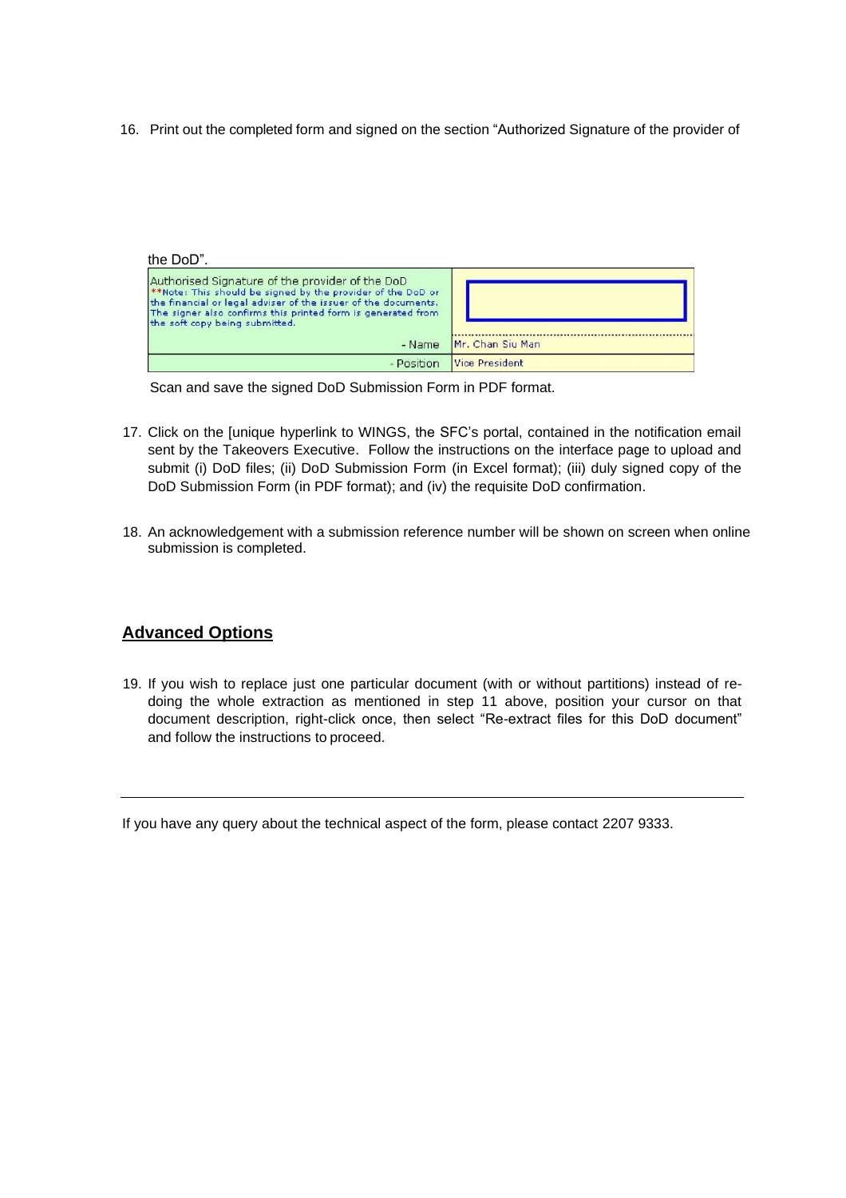16. Print out the completed form and signed on the section "Authorized Signature of the provider of the DoD".

| | |
|---|---|
| Authorised Signature of the provider of the DoD **Note: This should be signed by the provider of the DoD or the financial or legal adviser of the issuer of the documents. The signer also confirms this printed form is generated from the soft copy being submitted. | |
| - Name | Mr. Chan Siu Man |
| - Position | Vice President |

Scan and save the signed DoD Submission Form in PDF format.

17. Click on the [unique hyperlink to WINGS, the SFC's portal, contained in the notification email sent by the Takeovers Executive. Follow the instructions on the interface page to upload and submit (i) DoD files; (ii) DoD Submission Form (in Excel format); (iii) duly signed copy of the DoD Submission Form (in PDF format); and (iv) the requisite DoD confirmation.

18. An acknowledgement with a submission reference number will be shown on screen when online submission is completed.

## **Advanced Options**

19. If you wish to replace just one particular document (with or without partitions) instead of re-doing the whole extraction as mentioned in step 11 above, position your cursor on that document description, right-click once, then select "Re-extract files for this DoD document" and follow the instructions to proceed.

---

If you have any query about the technical aspect of the form, please contact 2207 9333.